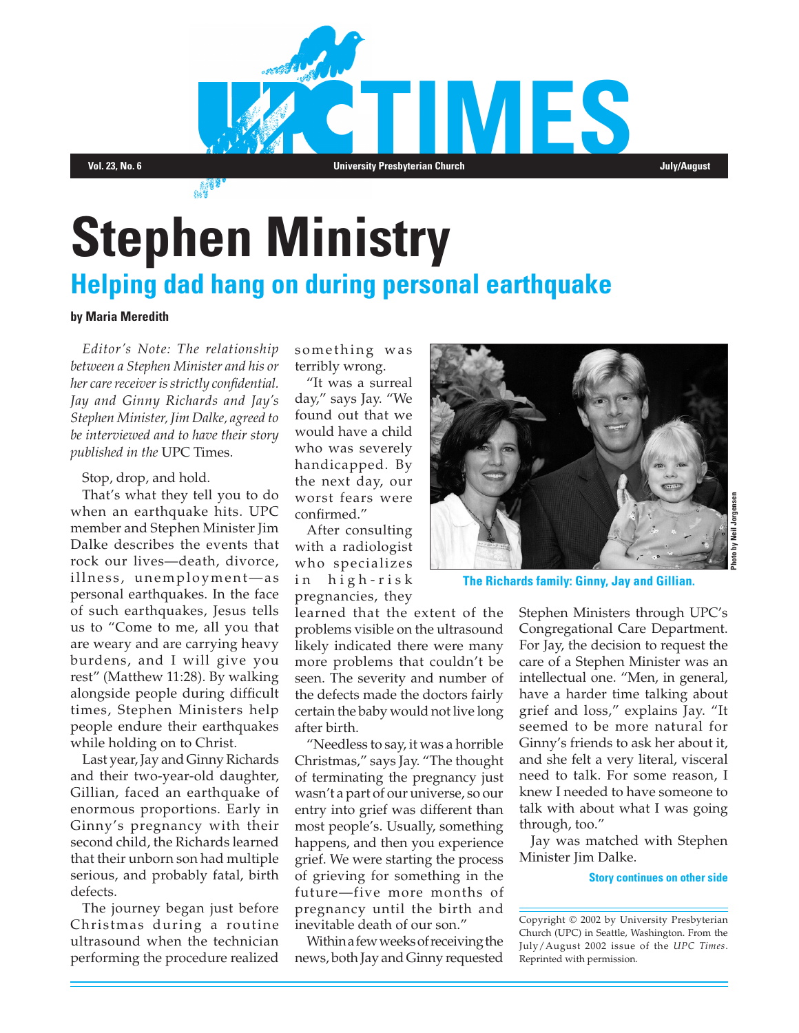# Stephen Ministry

## Helping dad hang on during personal earthquake

**by Maria Meredith**

*Editor's Note: The relationship between a Stephen Minister and his or her care receiver is strictly confidential. Jay and Ginny Richards and Jay's Stephen Minister, Jim Dalke, agreed to be interviewed and to have their story published in the* UPC Times.

Stop, drop, and hold.

That's what they tell you to do when an earthquake hits. UPC member and Stephen Minister Jim Dalke describes the events that rock our lives—death, divorce, illness, unemployment—as personal earthquakes. In the face of such earthquakes, Jesus tells us to "Come to me, all you that are weary and are carrying heavy burdens, and I will give you rest" (Matthew 11:28). By walking alongside people during difficult times, Stephen Ministers help people endure their earthquakes while holding on to Christ.

Last year, Jay and Ginny Richards and their two-year-old daughter, Gillian, faced an earthquake of enormous proportions. Early in Ginny's pregnancy with their second child, the Richards learned that their unborn son had multiple serious, and probably fatal, birth defects.

The journey began just before Christmas during a routine ultrasound when the technician performing the procedure realized something was terribly wrong.

"It was a surreal day," says Jay. "We found out that we would have a child who was severely handicapped. By the next day, our worst fears were confirmed."

After consulting with a radiologist who specializes in high-risk pregnancies, they learned that the extent of the problems visible on the ultrasound likely indicated there were many more problems that couldn't be seen. The severity and number of the defects made the doctors fairly certain the baby would not live long after birth.

"Needless to say, it was a horrible Christmas," says Jay. "The thought of terminating the pregnancy just wasn't a part of our universe, so our entry into grief was different than most people's. Usually, something happens, and then you experience grief. We were starting the process of grieving for something in the future—five more months of pregnancy until the birth and inevitable death of our son."

Within a few weeks of receiving the news, both Jay and Ginny requested Stephen Ministers through UPC's Congregational Care Department. For Jay, the decision to request the care of a Stephen Minister was an intellectual one. "Men, in general, have a harder time talking about grief and loss," explains Jay. "It seemed to be more natural for Ginny's friends to ask her about it, and she felt a very literal, visceral need to talk. For some reason, I knew I needed to have someone to talk with about what I was going through, too."

Jay was matched with Stephen Minister Jim Dalke.

**The Richards family: Ginny, Jay and Gillian.**

Photo by Neil Jorgensen

**Story continues on other side**

Copyright © 2002 by University Presbyterian Church (UPC) in Seattle, Washington. From the July/August 2002 issue of the *UPC Times*. Reprinted with permission.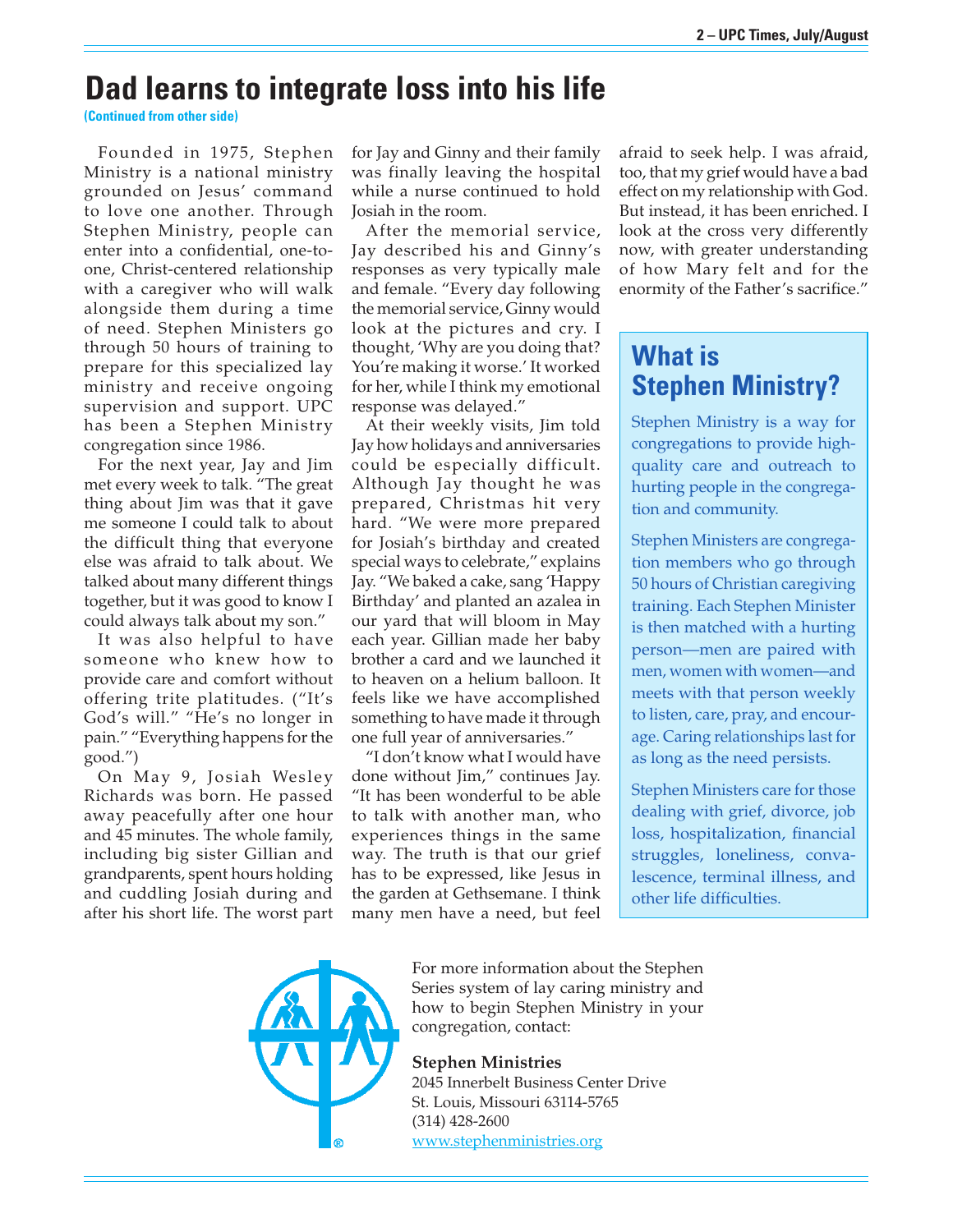# Dad learns to integrate loss into his life

**(Continued from other side)**

Founded in 1975, Stephen Ministry is a national ministry grounded on Jesus' command to love one another. Through Stephen Ministry, people can enter into a confidential, one-to-one, Christ-centered relationship with a caregiver who will walk alongside them during a time of need. Stephen Ministers go through 50 hours of training to prepare for this specialized lay ministry and receive ongoing supervision and support. UPC has been a Stephen Ministry congregation since 1986.

For the next year, Jay and Jim met every week to talk. "The great thing about Jim was that it gave me someone I could talk to about the difficult thing that everyone else was afraid to talk about. We talked about many different things together, but it was good to know I could always talk about my son."

It was also helpful to have someone who knew how to provide care and comfort without offering trite platitudes. ("It's God's will." "He's no longer in pain." "Everything happens for the good.")

On May 9, Josiah Wesley Richards was born. He passed away peacefully after one hour and 45 minutes. The whole family, including big sister Gillian and grandparents, spent hours holding and cuddling Josiah during and after his short life. The worst part for Jay and Ginny and their family was finally leaving the hospital while a nurse continued to hold Josiah in the room.

After the memorial service, Jay described his and Ginny's responses as very typically male and female. "Every day following the memorial service, Ginny would look at the pictures and cry. I thought, 'Why are you doing that? You're making it worse.' It worked for her, while I think my emotional response was delayed."

At their weekly visits, Jim told Jay how holidays and anniversaries could be especially difficult. Although Jay thought he was prepared, Christmas hit very hard. "We were more prepared for Josiah's birthday and created special ways to celebrate," explains Jay. "We baked a cake, sang 'Happy Birthday' and planted an azalea in our yard that will bloom in May each year. Gillian made her baby brother a card and we launched it to heaven on a helium balloon. It feels like we have accomplished something to have made it through one full year of anniversaries."

"I don't know what I would have done without Jim," continues Jay. "It has been wonderful to be able to talk with another man, who experiences things in the same way. The truth is that our grief has to be expressed, like Jesus in the garden at Gethsemane. I think many men have a need, but feel afraid to seek help. I was afraid, too, that my grief would have a bad effect on my relationship with God. But instead, it has been enriched. I look at the cross very differently now, with greater understanding of how Mary felt and for the enormity of the Father's sacrifice."

## What is Stephen Ministry?

Stephen Ministry is a way for congregations to provide high-quality care and outreach to hurting people in the congregation and community.

Stephen Ministers are congregation members who go through 50 hours of Christian caregiving training. Each Stephen Minister is then matched with a hurting person—men are paired with men, women with women—and meets with that person weekly to listen, care, pray, and encourage. Caring relationships last for as long as the need persists.

Stephen Ministers care for those dealing with grief, divorce, job loss, hospitalization, financial struggles, loneliness, convalescence, terminal illness, and other life difficulties.

For more information about the Stephen Series system of lay caring ministry and how to begin Stephen Ministry in your congregation, contact:

**Stephen Ministries**
2045 Innerbelt Business Center Drive
St. Louis, Missouri 63114-5765
(314) 428-2600
www.stephenministries.org